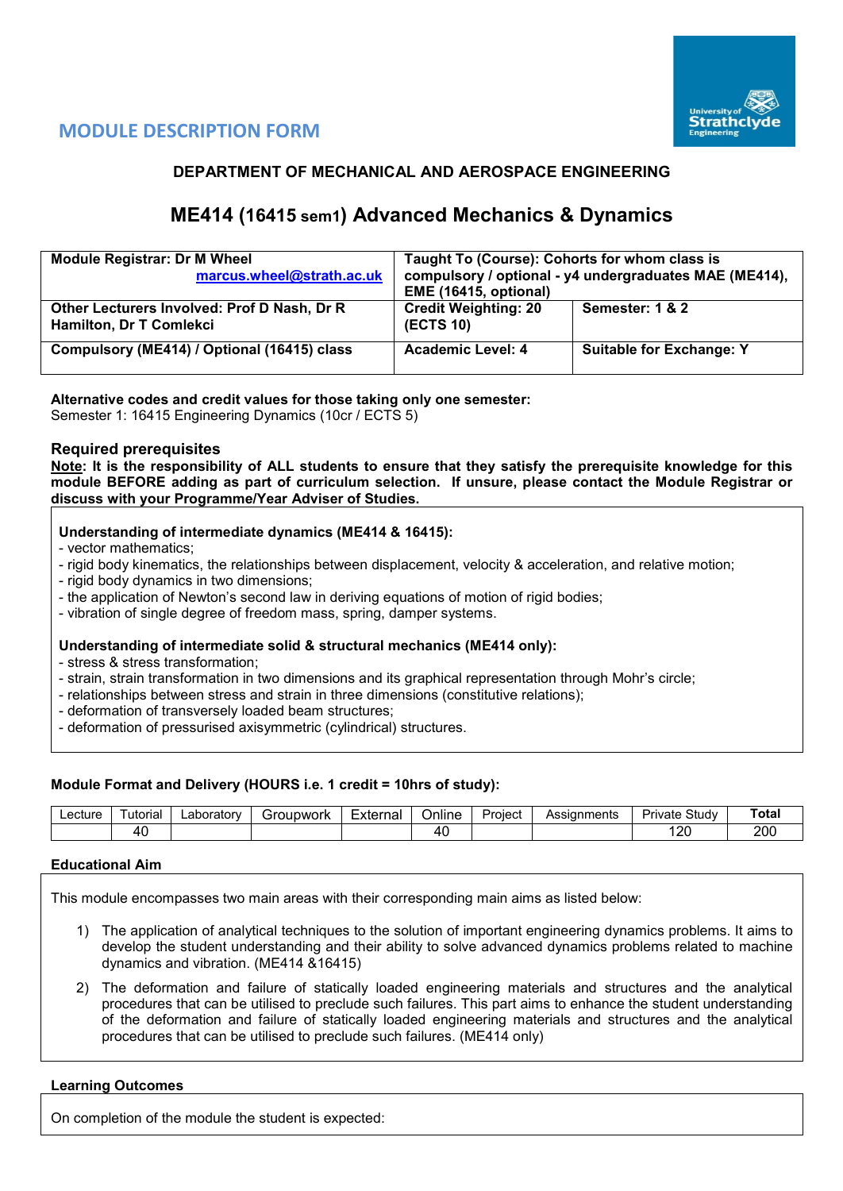# MODULE DESCRIPTION FORM

## DEPARTMENT OF MECHANICAL AND AEROSPACE ENGINEERING

## ME414 (16415 sem1) Advanced Mechanics & Dynamics

| **Module Registrar: Dr M Wheel** marcus.wheel@strath.ac.uk | **Taught To (Course): Cohorts for whom class is compulsory / optional - y4 undergraduates MAE (ME414), EME (16415, optional)** | |
|---|---|---|
| **Other Lecturers Involved: Prof D Nash, Dr R Hamilton, Dr T Comlekci** | **Credit Weighting: 20 (ECTS 10)** | **Semester: 1 & 2** |
| **Compulsory (ME414) / Optional (16415) class** | **Academic Level: 4** | **Suitable for Exchange: Y** |

**Alternative codes and credit values for those taking only one semester:**
Semester 1: 16415 Engineering Dynamics (10cr / ECTS 5)

### Required prerequisites

**Note: It is the responsibility of ALL students to ensure that they satisfy the prerequisite knowledge for this module BEFORE adding as part of curriculum selection. If unsure, please contact the Module Registrar or discuss with your Programme/Year Adviser of Studies.**

**Understanding of intermediate dynamics (ME414 & 16415):**
- vector mathematics;
- rigid body kinematics, the relationships between displacement, velocity & acceleration, and relative motion;
- rigid body dynamics in two dimensions;
- the application of Newton's second law in deriving equations of motion of rigid bodies;
- vibration of single degree of freedom mass, spring, damper systems.

**Understanding of intermediate solid & structural mechanics (ME414 only):**
- stress & stress transformation;
- strain, strain transformation in two dimensions and its graphical representation through Mohr's circle;
- relationships between stress and strain in three dimensions (constitutive relations);
- deformation of transversely loaded beam structures;
- deformation of pressurised axisymmetric (cylindrical) structures.

**Module Format and Delivery (HOURS i.e. 1 credit = 10hrs of study):**

| Lecture | Tutorial | Laboratory | Groupwork | External | Online | Project | Assignments | Private Study | **Total** |
|---|---|---|---|---|---|---|---|---|---|
| | 40 | | | | 40 | | | 120 | 200 |

**Educational Aim**

This module encompasses two main areas with their corresponding main aims as listed below:

1) The application of analytical techniques to the solution of important engineering dynamics problems. It aims to develop the student understanding and their ability to solve advanced dynamics problems related to machine dynamics and vibration. (ME414 &16415)

2) The deformation and failure of statically loaded engineering materials and structures and the analytical procedures that can be utilised to preclude such failures. This part aims to enhance the student understanding of the deformation and failure of statically loaded engineering materials and structures and the analytical procedures that can be utilised to preclude such failures. (ME414 only)

**Learning Outcomes**

On completion of the module the student is expected: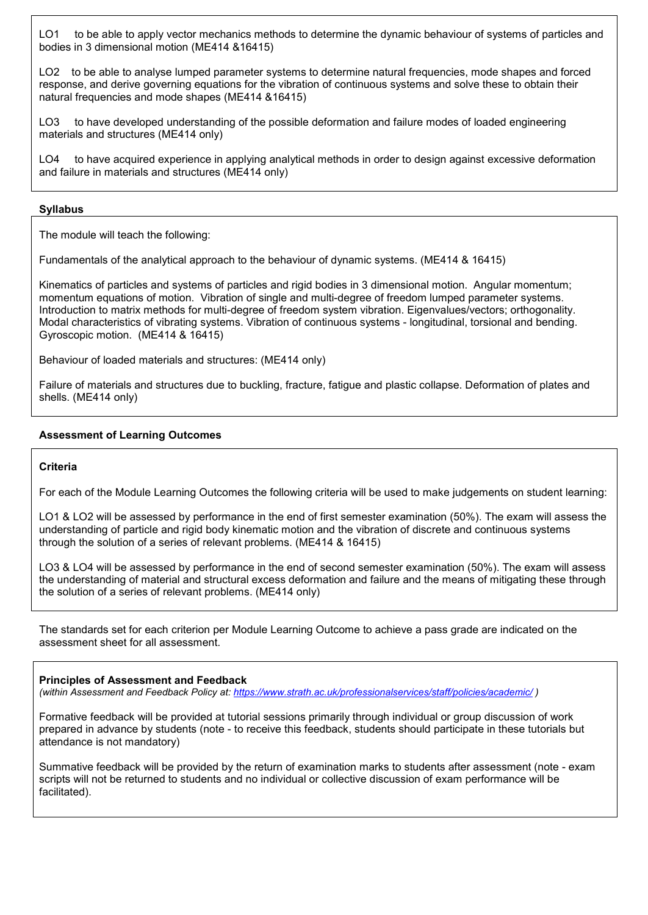LO1 to be able to apply vector mechanics methods to determine the dynamic behaviour of systems of particles and bodies in 3 dimensional motion (ME414 &16415)

LO2 to be able to analyse lumped parameter systems to determine natural frequencies, mode shapes and forced response, and derive governing equations for the vibration of continuous systems and solve these to obtain their natural frequencies and mode shapes (ME414 &16415)

LO3 to have developed understanding of the possible deformation and failure modes of loaded engineering materials and structures (ME414 only)

LO4 to have acquired experience in applying analytical methods in order to design against excessive deformation and failure in materials and structures (ME414 only)

**Syllabus**

The module will teach the following:

Fundamentals of the analytical approach to the behaviour of dynamic systems. (ME414 & 16415)

Kinematics of particles and systems of particles and rigid bodies in 3 dimensional motion. Angular momentum; momentum equations of motion. Vibration of single and multi-degree of freedom lumped parameter systems. Introduction to matrix methods for multi-degree of freedom system vibration. Eigenvalues/vectors; orthogonality. Modal characteristics of vibrating systems. Vibration of continuous systems - longitudinal, torsional and bending. Gyroscopic motion. (ME414 & 16415)

Behaviour of loaded materials and structures: (ME414 only)

Failure of materials and structures due to buckling, fracture, fatigue and plastic collapse. Deformation of plates and shells. (ME414 only)

**Assessment of Learning Outcomes**

**Criteria**

For each of the Module Learning Outcomes the following criteria will be used to make judgements on student learning:

LO1 & LO2 will be assessed by performance in the end of first semester examination (50%). The exam will assess the understanding of particle and rigid body kinematic motion and the vibration of discrete and continuous systems through the solution of a series of relevant problems. (ME414 & 16415)

LO3 & LO4 will be assessed by performance in the end of second semester examination (50%). The exam will assess the understanding of material and structural excess deformation and failure and the means of mitigating these through the solution of a series of relevant problems. (ME414 only)

The standards set for each criterion per Module Learning Outcome to achieve a pass grade are indicated on the assessment sheet for all assessment.

**Principles of Assessment and Feedback**
*(within Assessment and Feedback Policy at: https://www.strath.ac.uk/professionalservices/staff/policies/academic/ )*

Formative feedback will be provided at tutorial sessions primarily through individual or group discussion of work prepared in advance by students (note - to receive this feedback, students should participate in these tutorials but attendance is not mandatory)

Summative feedback will be provided by the return of examination marks to students after assessment (note - exam scripts will not be returned to students and no individual or collective discussion of exam performance will be facilitated).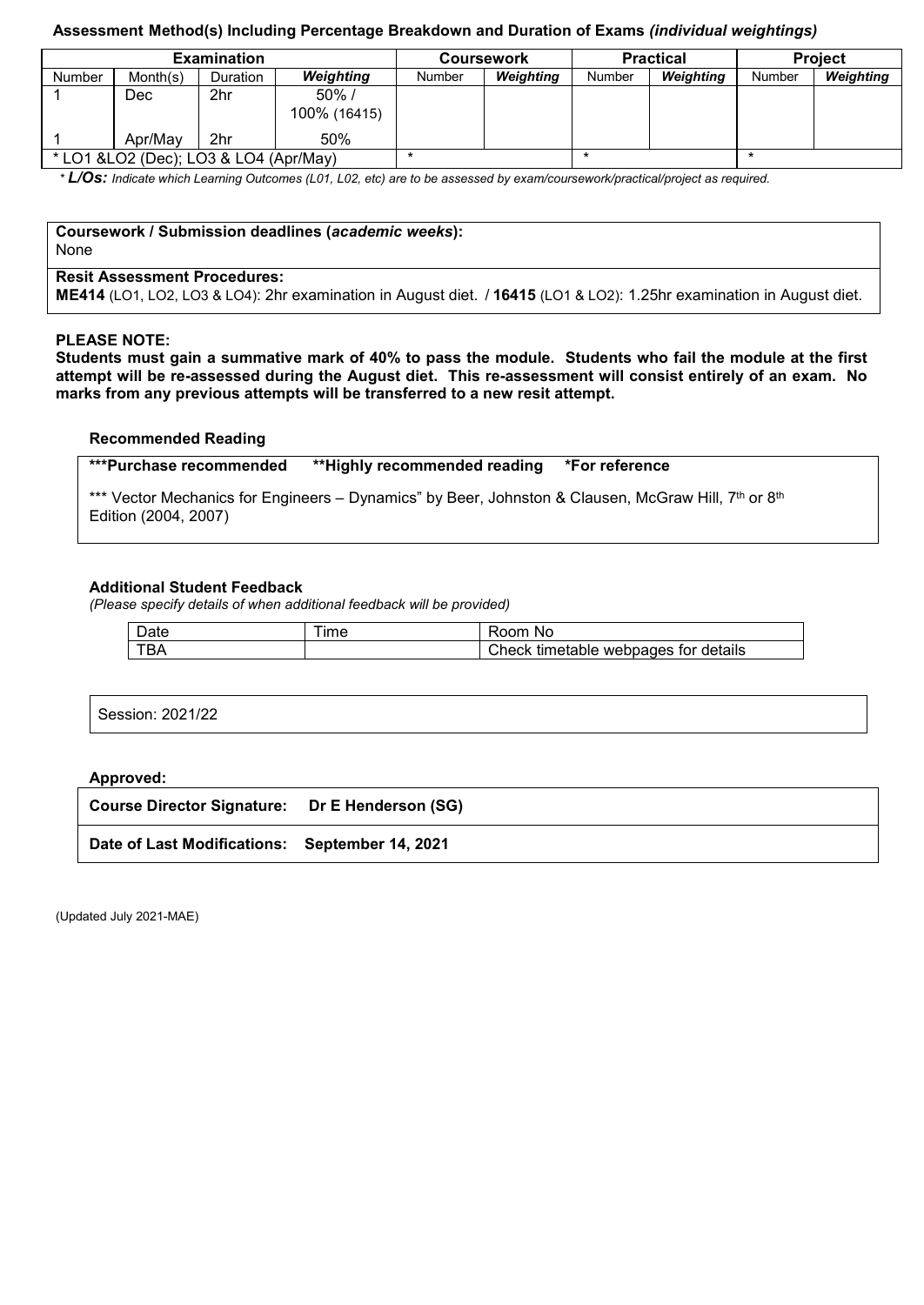**Assessment Method(s) Including Percentage Breakdown and Duration of Exams *(individual weightings)***

| Examination | | | | Coursework | | Practical | | Project | |
|---|---|---|---|---|---|---|---|---|---|
| Number | Month(s) | Duration | *Weighting* | Number | *Weighting* | Number | *Weighting* | Number | *Weighting* |
| 1 | Dec | 2hr | 50% / 100% (16415) | | | | | | |
| 1 | Apr/May | 2hr | 50% | | | | | | |
| * LO1 &LO2 (Dec); LO3 & LO4 (Apr/May) | | | | * | | * | | * | |

* ***L/Os:*** *Indicate which Learning Outcomes (L01, L02, etc) are to be assessed by exam/coursework/practical/project as required.*

**Coursework / Submission deadlines (*academic weeks*):**
None

**Resit Assessment Procedures:**
**ME414** (LO1, LO2, LO3 & LO4): 2hr examination in August diet. / **16415** (LO1 & LO2): 1.25hr examination in August diet.

**PLEASE NOTE:**
**Students must gain a summative mark of 40% to pass the module. Students who fail the module at the first attempt will be re-assessed during the August diet. This re-assessment will consist entirely of an exam. No marks from any previous attempts will be transferred to a new resit attempt.**

**Recommended Reading**

**\*\*\*Purchase recommended \*\*Highly recommended reading \*For reference**

*** Vector Mechanics for Engineers – Dynamics" by Beer, Johnston & Clausen, McGraw Hill, 7th or 8th Edition (2004, 2007)

**Additional Student Feedback**
*(Please specify details of when additional feedback will be provided)*

| Date | Time | Room No |
|---|---|---|
| TBA | | Check timetable webpages for details |

Session: 2021/22

**Approved:**

**Course Director Signature: Dr E Henderson (SG)**

**Date of Last Modifications: September 14, 2021**

(Updated July 2021-MAE)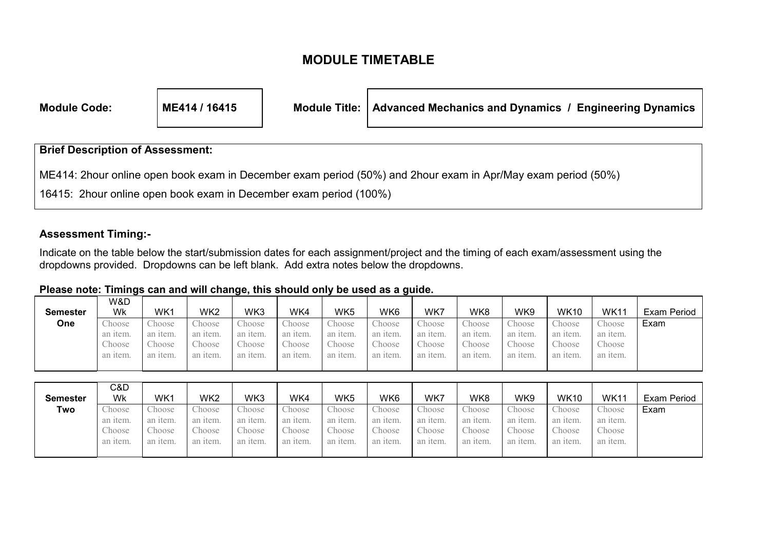# MODULE TIMETABLE

**Module Code:** ME414 / 16415

**Module Title:** Advanced Mechanics and Dynamics / Engineering Dynamics

**Brief Description of Assessment:**

ME414: 2hour online open book exam in December exam period (50%) and 2hour exam in Apr/May exam period (50%)

16415: 2hour online open book exam in December exam period (100%)

**Assessment Timing:-**

Indicate on the table below the start/submission dates for each assignment/project and the timing of each exam/assessment using the dropdowns provided. Dropdowns can be left blank. Add extra notes below the dropdowns.

**Please note: Timings can and will change, this should only be used as a guide.**

| Semester One | W&D Wk | WK1 | WK2 | WK3 | WK4 | WK5 | WK6 | WK7 | WK8 | WK9 | WK10 | WK11 | Exam Period |
|---|---|---|---|---|---|---|---|---|---|---|---|---|---|
| | Choose an item. Choose an item. | Choose an item. Choose an item. | Choose an item. Choose an item. | Choose an item. Choose an item. | Choose an item. Choose an item. | Choose an item. Choose an item. | Choose an item. Choose an item. | Choose an item. Choose an item. | Choose an item. Choose an item. | Choose an item. Choose an item. | Choose an item. Choose an item. | Choose an item. Choose an item. | Exam |

| Semester Two | C&D Wk | WK1 | WK2 | WK3 | WK4 | WK5 | WK6 | WK7 | WK8 | WK9 | WK10 | WK11 | Exam Period |
|---|---|---|---|---|---|---|---|---|---|---|---|---|---|
| | Choose an item. Choose an item. | Choose an item. Choose an item. | Choose an item. Choose an item. | Choose an item. Choose an item. | Choose an item. Choose an item. | Choose an item. Choose an item. | Choose an item. Choose an item. | Choose an item. Choose an item. | Choose an item. Choose an item. | Choose an item. Choose an item. | Choose an item. Choose an item. | Choose an item. Choose an item. | Exam |